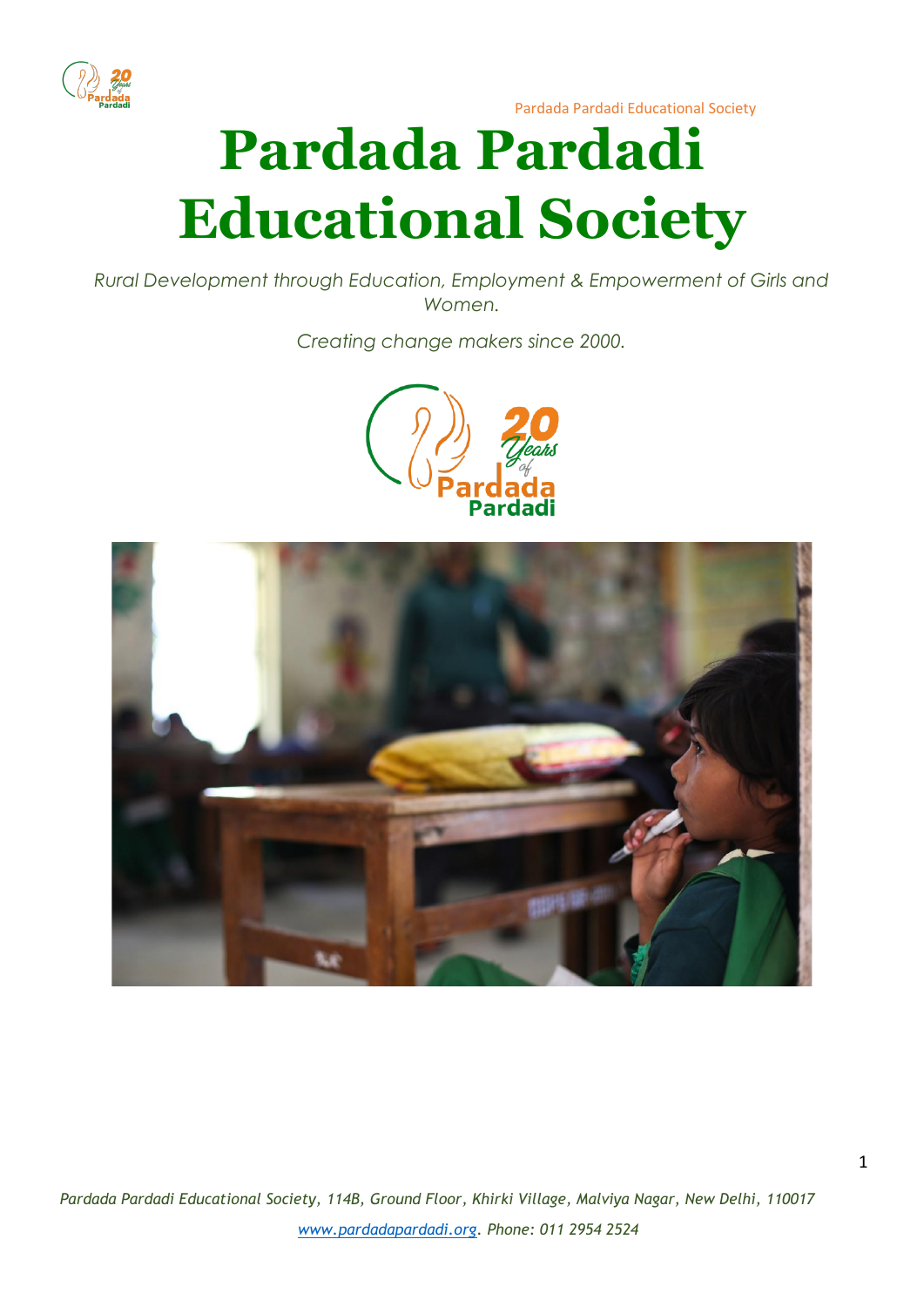# Pardada Pardadi Educational Society

*Rural Development through Education, Employment & Empowerment of Girls and Women.*

*Creating change makers since 2000.*

*Pardada Pardadi Educational Society, 114B, Ground Floor, Khirki Village, Malviya Nagar, New Delhi, 110017*

*www.pardadapardadi.org. Phone: 011 2954 2524*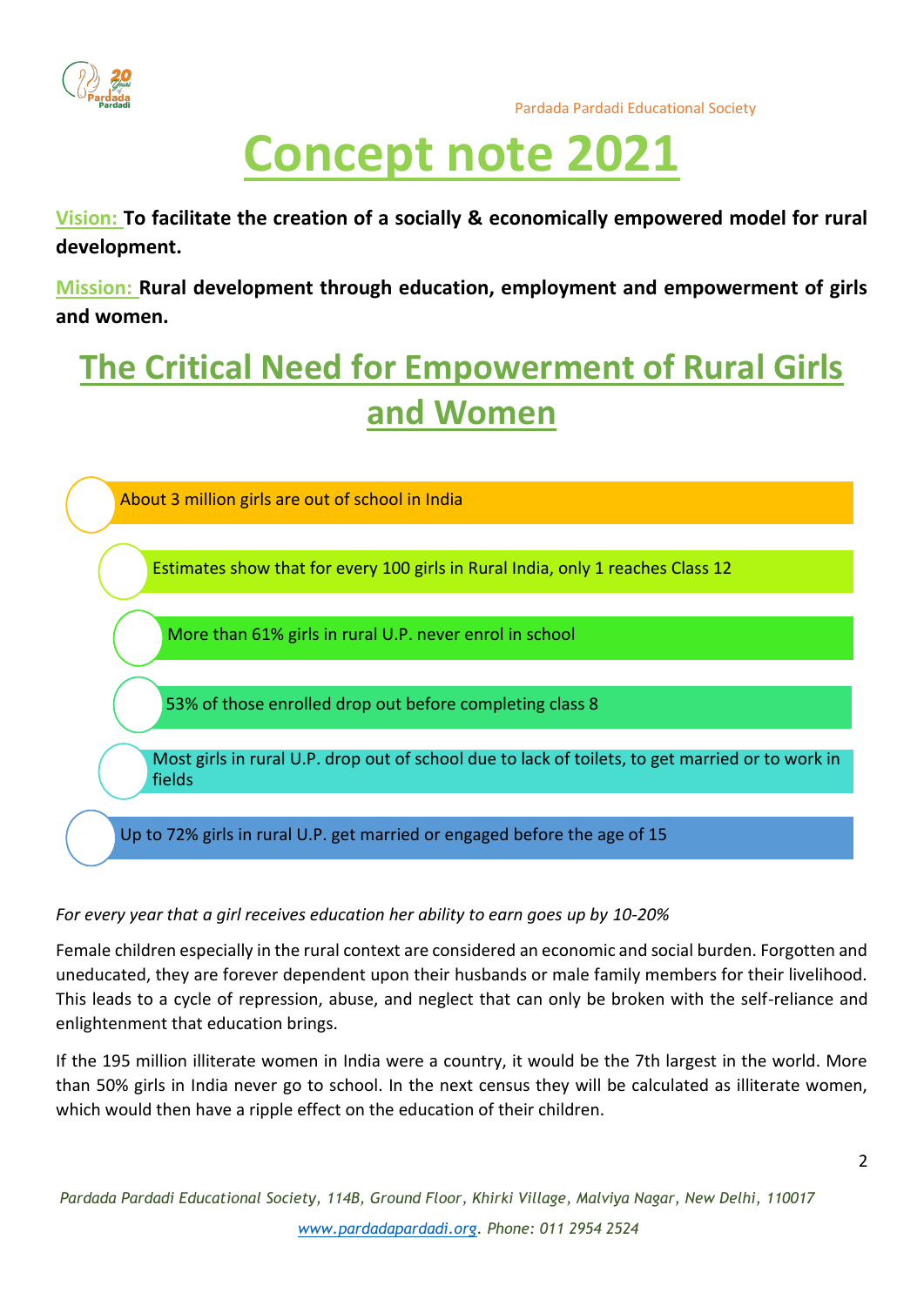# Concept note 2021

**Vision: To facilitate the creation of a socially & economically empowered model for rural development.**

**Mission: Rural development through education, employment and empowerment of girls and women.**

## The Critical Need for Empowerment of Rural Girls and Women

- About 3 million girls are out of school in India
- Estimates show that for every 100 girls in Rural India, only 1 reaches Class 12
- More than 61% girls in rural U.P. never enrol in school
- 53% of those enrolled drop out before completing class 8
- Most girls in rural U.P. drop out of school due to lack of toilets, to get married or to work in fields
- Up to 72% girls in rural U.P. get married or engaged before the age of 15

*For every year that a girl receives education her ability to earn goes up by 10-20%*

Female children especially in the rural context are considered an economic and social burden. Forgotten and uneducated, they are forever dependent upon their husbands or male family members for their livelihood. This leads to a cycle of repression, abuse, and neglect that can only be broken with the self-reliance and enlightenment that education brings.

If the 195 million illiterate women in India were a country, it would be the 7th largest in the world. More than 50% girls in India never go to school. In the next census they will be calculated as illiterate women, which would then have a ripple effect on the education of their children.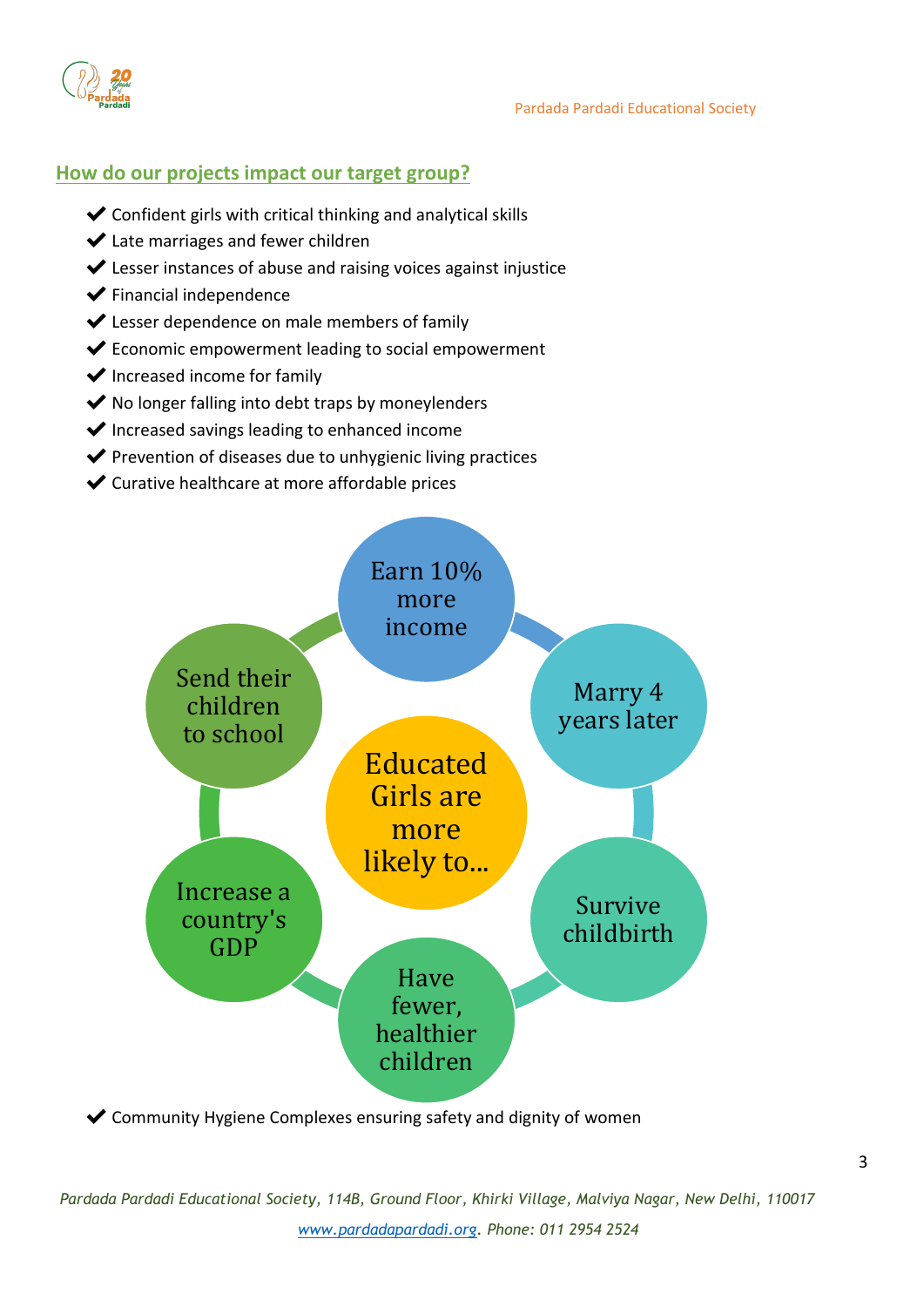## How do our projects impact our target group?

- ✔ Confident girls with critical thinking and analytical skills
- ✔ Late marriages and fewer children
- ✔ Lesser instances of abuse and raising voices against injustice
- ✔ Financial independence
- ✔ Lesser dependence on male members of family
- ✔ Economic empowerment leading to social empowerment
- ✔ Increased income for family
- ✔ No longer falling into debt traps by moneylenders
- ✔ Increased savings leading to enhanced income
- ✔ Prevention of diseases due to unhygienic living practices
- ✔ Curative healthcare at more affordable prices

**Educated Girls are more likely to...**

- Earn 10% more income
- Marry 4 years later
- Survive childbirth
- Have fewer, healthier children
- Increase a country's GDP
- Send their children to school

- ✔ Community Hygiene Complexes ensuring safety and dignity of women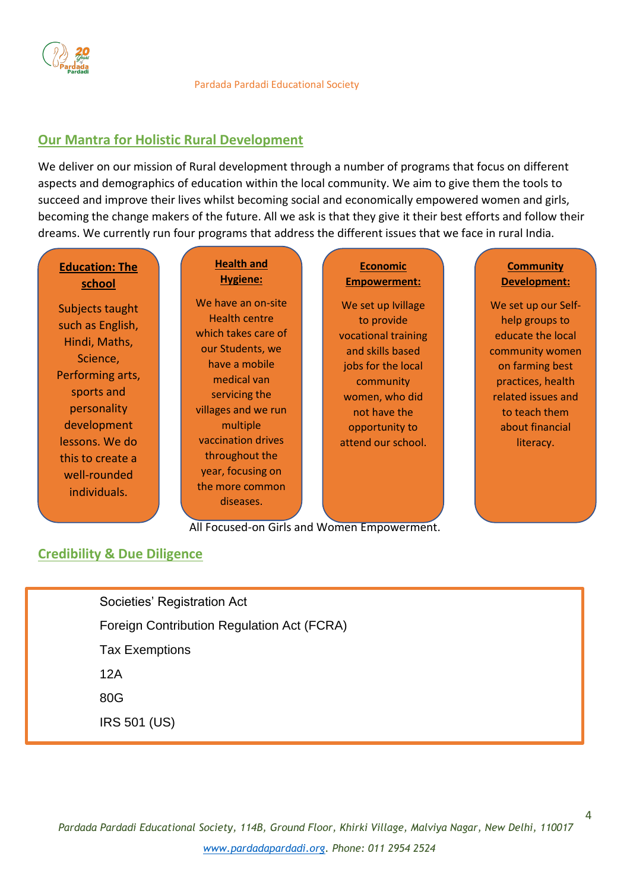## Our Mantra for Holistic Rural Development

We deliver on our mission of Rural development through a number of programs that focus on different aspects and demographics of education within the local community. We aim to give them the tools to succeed and improve their lives whilst becoming social and economically empowered women and girls, becoming the change makers of the future. All we ask is that they give it their best efforts and follow their dreams. We currently run four programs that address the different issues that we face in rural India.

**Education: The school**

Subjects taught such as English, Hindi, Maths, Science, Performing arts, sports and personality development lessons. We do this to create a well-rounded individuals.

**Health and Hygiene:**

We have an on-site Health centre which takes care of our Students, we have a mobile medical van servicing the villages and we run multiple vaccination drives throughout the year, focusing on the more common diseases.

**Economic Empowerment:**

We set up Ivillage to provide vocational training and skills based jobs for the local community women, who did not have the opportunity to attend our school.

**Community Development:**

We set up our Self-help groups to educate the local community women on farming best practices, health related issues and to teach them about financial literacy.

All Focused-on Girls and Women Empowerment.

## Credibility & Due Diligence

Societies' Registration Act

Foreign Contribution Regulation Act (FCRA)

Tax Exemptions

12A

80G

IRS 501 (US)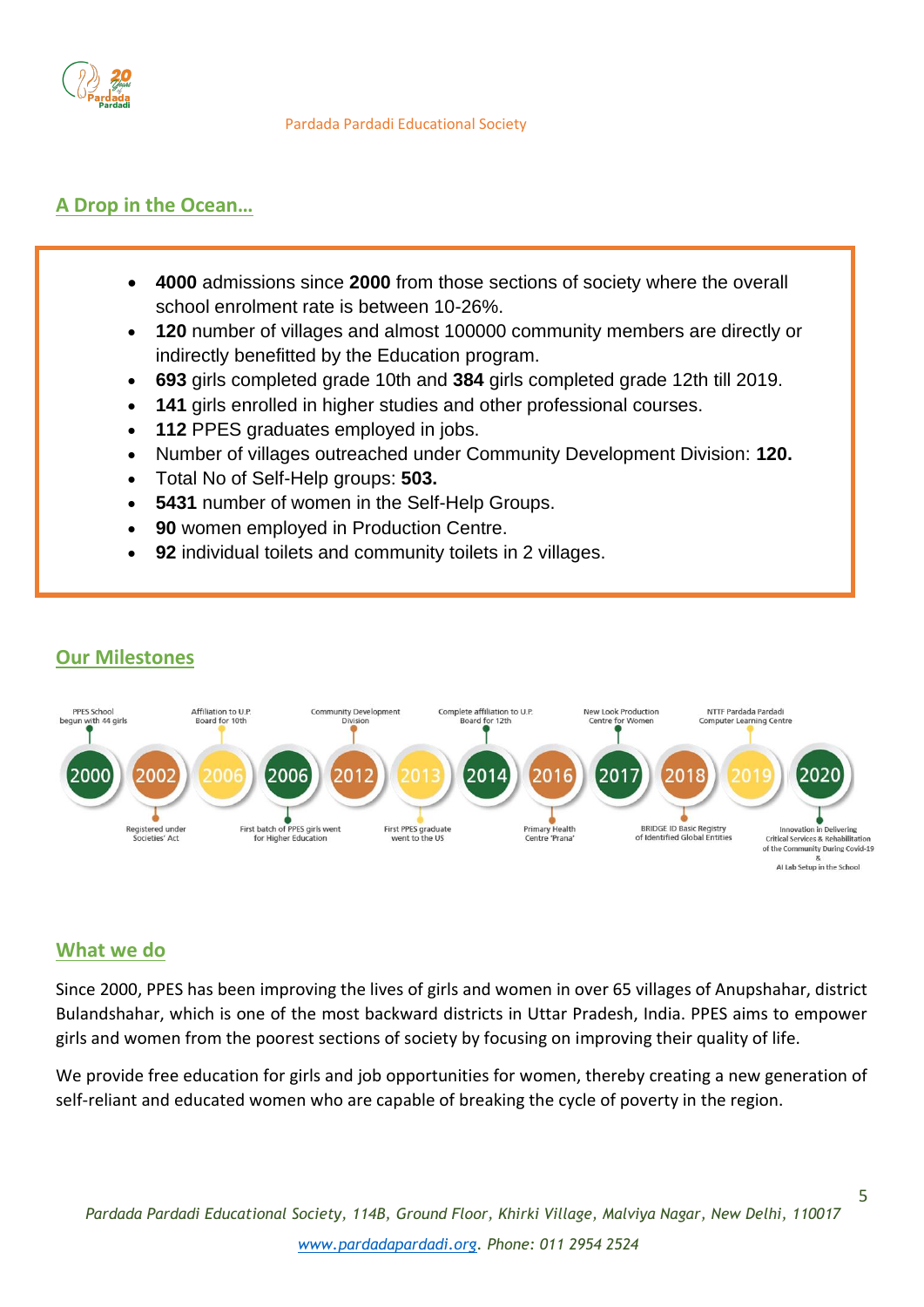## A Drop in the Ocean…

- **4000** admissions since **2000** from those sections of society where the overall school enrolment rate is between 10-26%.
- **120** number of villages and almost 100000 community members are directly or indirectly benefitted by the Education program.
- **693** girls completed grade 10th and **384** girls completed grade 12th till 2019.
- **141** girls enrolled in higher studies and other professional courses.
- **112** PPES graduates employed in jobs.
- Number of villages outreached under Community Development Division: **120.**
- Total No of Self-Help groups: **503.**
- **5431** number of women in the Self-Help Groups.
- **90** women employed in Production Centre.
- **92** individual toilets and community toilets in 2 villages.

## Our Milestones

- **2000** – PPES School begun with 44 girls
- **2002** – Registered under Societies' Act
- **2006** – Affiliation to U.P. Board for 10th
- **2006** – First batch of PPES girls went for Higher Education
- **2012** – Community Development Division
- **2013** – First PPES graduate went to the US
- **2014** – Complete affiliation to U.P. Board for 12th
- **2016** – Primary Health Centre 'Prana'
- **2017** – New Look Production Centre for Women
- **2018** – BRIDGE ID Basic Registry of Identified Global Entities
- **2019** – NTTF Pardada Pardadi Computer Learning Centre
- **2020** – Innovation in Delivering Critical Services & Rehabilitation of the Community During Covid-19 & AI Lab Setup in the School

## What we do

Since 2000, PPES has been improving the lives of girls and women in over 65 villages of Anupshahar, district Bulandshahar, which is one of the most backward districts in Uttar Pradesh, India. PPES aims to empower girls and women from the poorest sections of society by focusing on improving their quality of life.

We provide free education for girls and job opportunities for women, thereby creating a new generation of self-reliant and educated women who are capable of breaking the cycle of poverty in the region.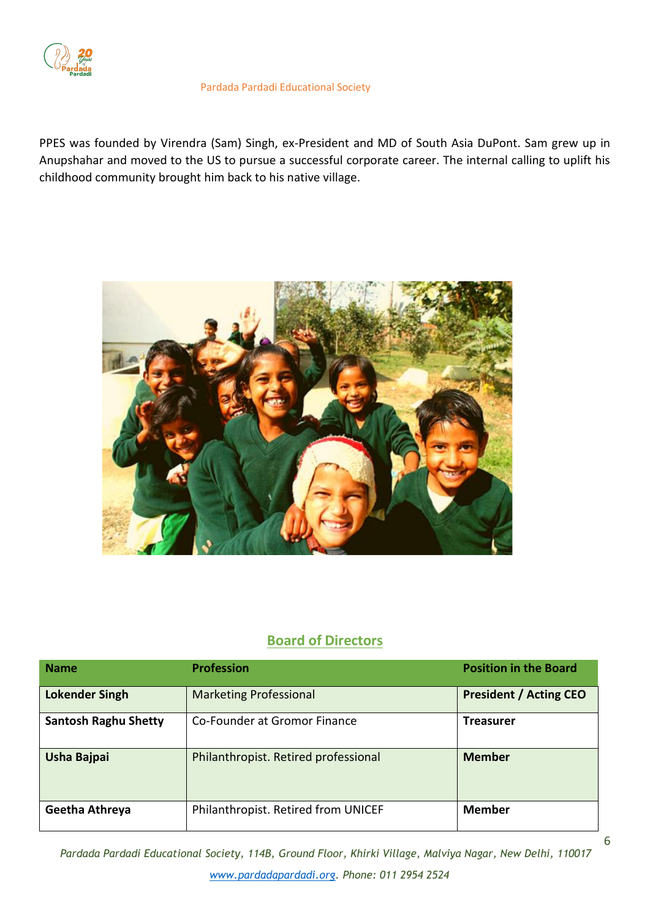PPES was founded by Virendra (Sam) Singh, ex-President and MD of South Asia DuPont. Sam grew up in Anupshahar and moved to the US to pursue a successful corporate career. The internal calling to uplift his childhood community brought him back to his native village.

## Board of Directors

| Name | Profession | Position in the Board |
|---|---|---|
| **Lokender Singh** | Marketing Professional | **President / Acting CEO** |
| **Santosh Raghu Shetty** | Co-Founder at Gromor Finance | **Treasurer** |
| **Usha Bajpai** | Philanthropist. Retired professional | **Member** |
| **Geetha Athreya** | Philanthropist. Retired from UNICEF | **Member** |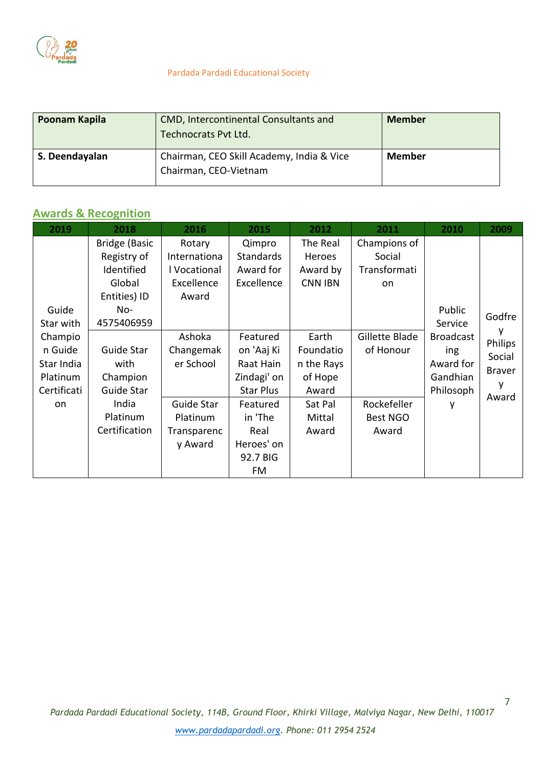| Poonam Kapila | CMD, Intercontinental Consultants and Technocrats Pvt Ltd. | Member |
|---|---|---|
| S. Deendayalan | Chairman, CEO Skill Academy, India & Vice Chairman, CEO-Vietnam | Member |

## Awards & Recognition

| 2019 | 2018 | 2016 | 2015 | 2012 | 2011 | 2010 | 2009 |
|---|---|---|---|---|---|---|---|
| Guide Star with Champion Guide Star India Platinum Certification | Bridge (Basic Registry of Identified Global Entities) ID No- 4575406959 | Rotary International Vocational Excellence Award | Qimpro Standards Award for Excellence | The Real Heroes Award by CNN IBN | Champions of Social Transformation | Public Service Broadcasting Award for Gandhian Philosophy | Godfrey Philips Social Bravery Award |
| | Guide Star with Champion Guide Star India Platinum Certification | Ashoka Changemaker School | Featured on 'Aaj Ki Raat Hain Zindagi' on Star Plus | Earth Foundation the Rays of Hope Award | Gillette Blade of Honour | | |
| | | Guide Star Platinum Transparency Award | Featured in 'The Real Heroes' on 92.7 BIG FM | Sat Pal Mittal Award | Rockefeller Best NGO Award | | |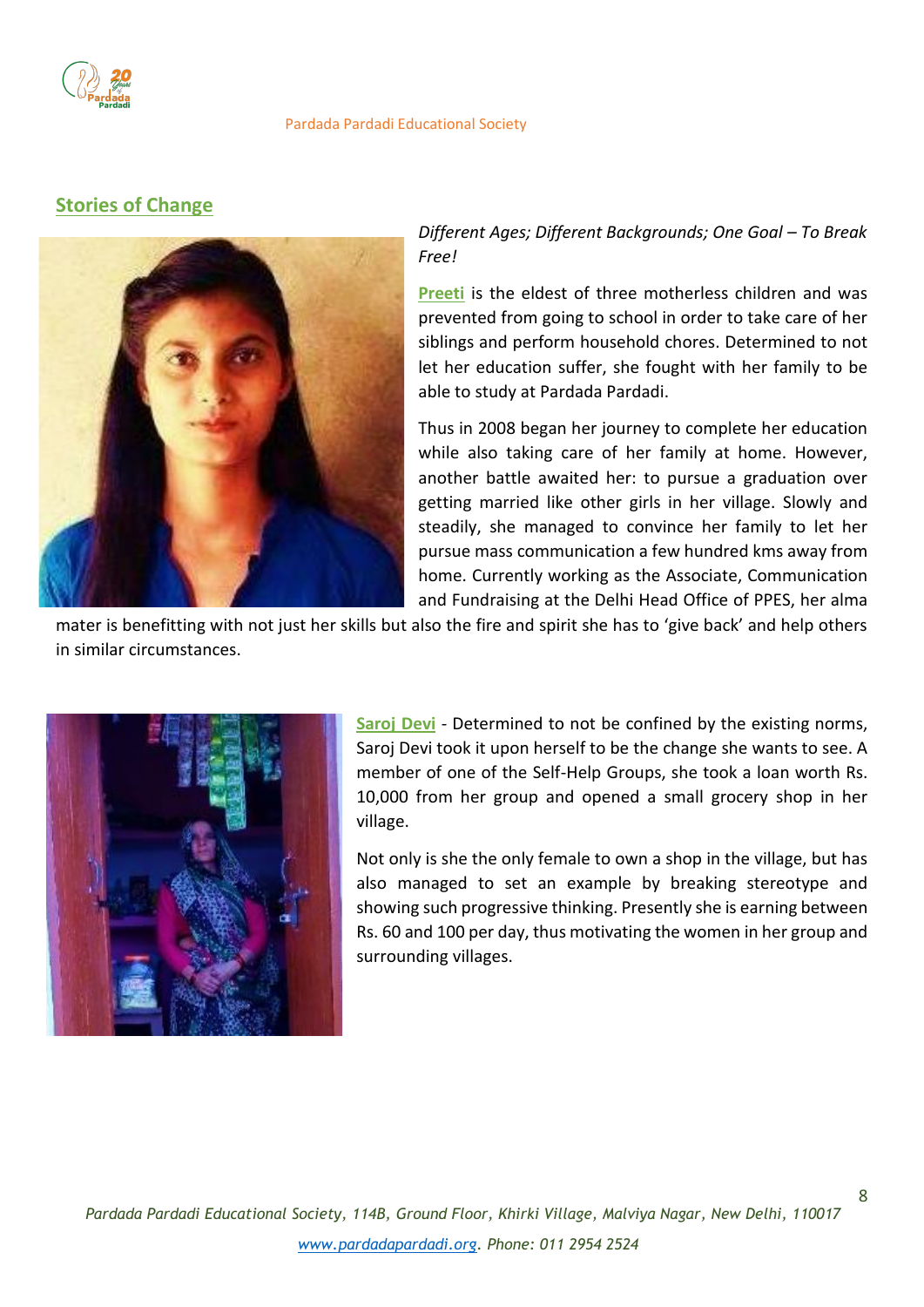## Stories of Change

*Different Ages; Different Backgrounds; One Goal – To Break Free!*

**Preeti** is the eldest of three motherless children and was prevented from going to school in order to take care of her siblings and perform household chores. Determined to not let her education suffer, she fought with her family to be able to study at Pardada Pardadi.

Thus in 2008 began her journey to complete her education while also taking care of her family at home. However, another battle awaited her: to pursue a graduation over getting married like other girls in her village. Slowly and steadily, she managed to convince her family to let her pursue mass communication a few hundred kms away from home. Currently working as the Associate, Communication and Fundraising at the Delhi Head Office of PPES, her alma mater is benefitting with not just her skills but also the fire and spirit she has to 'give back' and help others in similar circumstances.

**Saroj Devi** - Determined to not be confined by the existing norms, Saroj Devi took it upon herself to be the change she wants to see. A member of one of the Self-Help Groups, she took a loan worth Rs. 10,000 from her group and opened a small grocery shop in her village.

Not only is she the only female to own a shop in the village, but has also managed to set an example by breaking stereotype and showing such progressive thinking. Presently she is earning between Rs. 60 and 100 per day, thus motivating the women in her group and surrounding villages.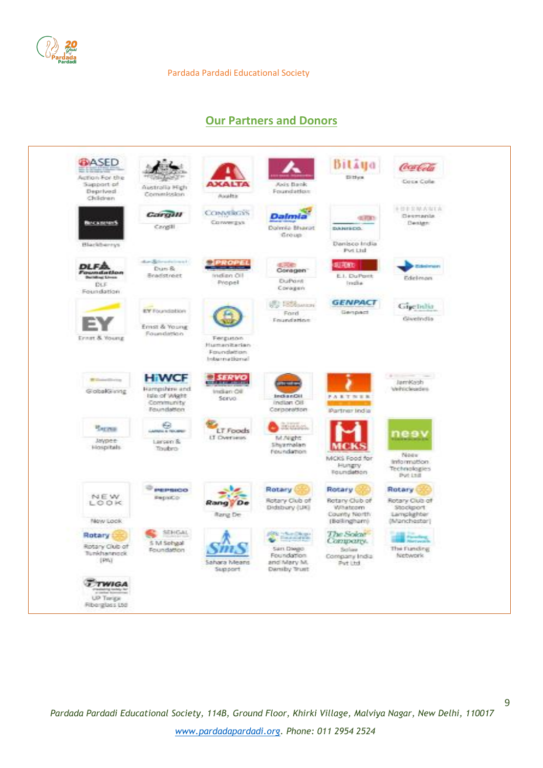## Our Partners and Donors

- Action For the Support of Deprived Children
- Australia High Commission
- Axalta
- Axis Bank Foundation
- Bitiya
- Coca Cola
- Blackberrys
- Cargill
- Convergys
- Dalmia Bharat Group
- Danisco India Pvt Ltd
- Desmania Design
- DLF Foundation
- Dun & Bradstreet
- Indian Oil Propel
- DuPont Coragen
- E.I. DuPont India
- Edelman
- Ernst & Young
- Ernst & Young Foundation
- Ferguson Humanitarian Foundation International
- Ford Foundation
- Genpact
- Giveindia
- GlobalGiving
- Hampshire and Isle of Wight Community Foundation
- Indian Oil Servo
- Indian Oil Corporation
- Partner India
- JamKash Vehicleades
- Jaypee Hospitals
- Larsen & Toubro
- LT Overseas
- M.Night Shyamalan Foundation
- MCKS Food for Hungry Foundation
- Neev Information Technologies Pvt Ltd
- New Look
- PepsiCo
- Rang De
- Rotary Club of Didsbury (UK)
- Rotary Club of Whatcom County North (Bellingham)
- Rotary Club of Stockport Lamplighter (Manchester)
- Rotary Club of Tunkhannock (PA)
- S M Sehgal Foundation
- Sahara Means Support
- San Diego Foundation and Mary M. Darnby Trust
- Solae Company India Pvt Ltd
- The Funding Network
- UP Twiga Fiberglass Ltd

*Pardada Pardadi Educational Society, 114B, Ground Floor, Khirki Village, Malviya Nagar, New Delhi, 110017*

*www.pardadapardadi.org. Phone: 011 2954 2524*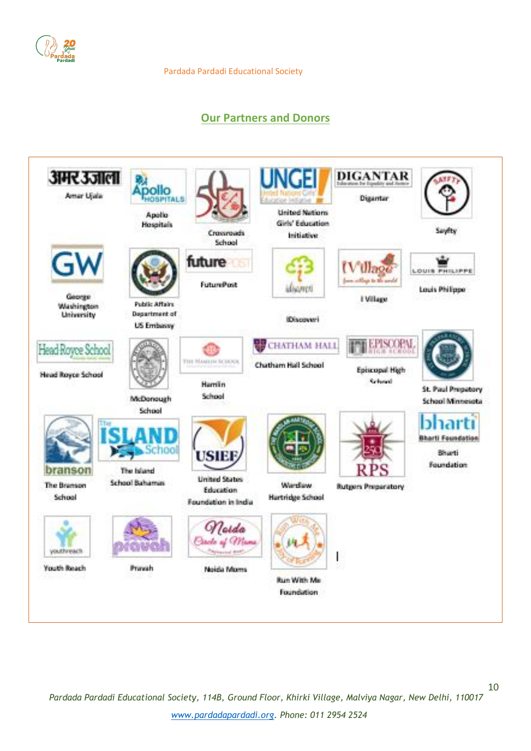Pardada Pardadi Educational Society

## Our Partners and Donors

Amar Ujala

Apollo Hospitals

Crossroads School

United Nations Girls' Education Initiative

Digantar

Sayfty

George Washington University

Public Affairs Department of US Embassy

FuturePost

IDiscoveri

I Village

Louis Philippe

Head Royce School

McDonough School

Hamlin School

Chatham Hall School

Episcopal High School

St. Paul Prepatory School Minnesota

The Branson School

The Island School Bahamas

United States Education Foundation in India

Wardlaw Hartridge School

Rutgers Preparatory

Bharti Foundation

Youth Reach

Pravah

Noida Moms

Run With Me Foundation

*Pardada Pardadi Educational Society, 114B, Ground Floor, Khirki Village, Malviya Nagar, New Delhi, 110017*

*www.pardadapardadi.org. Phone: 011 2954 2524*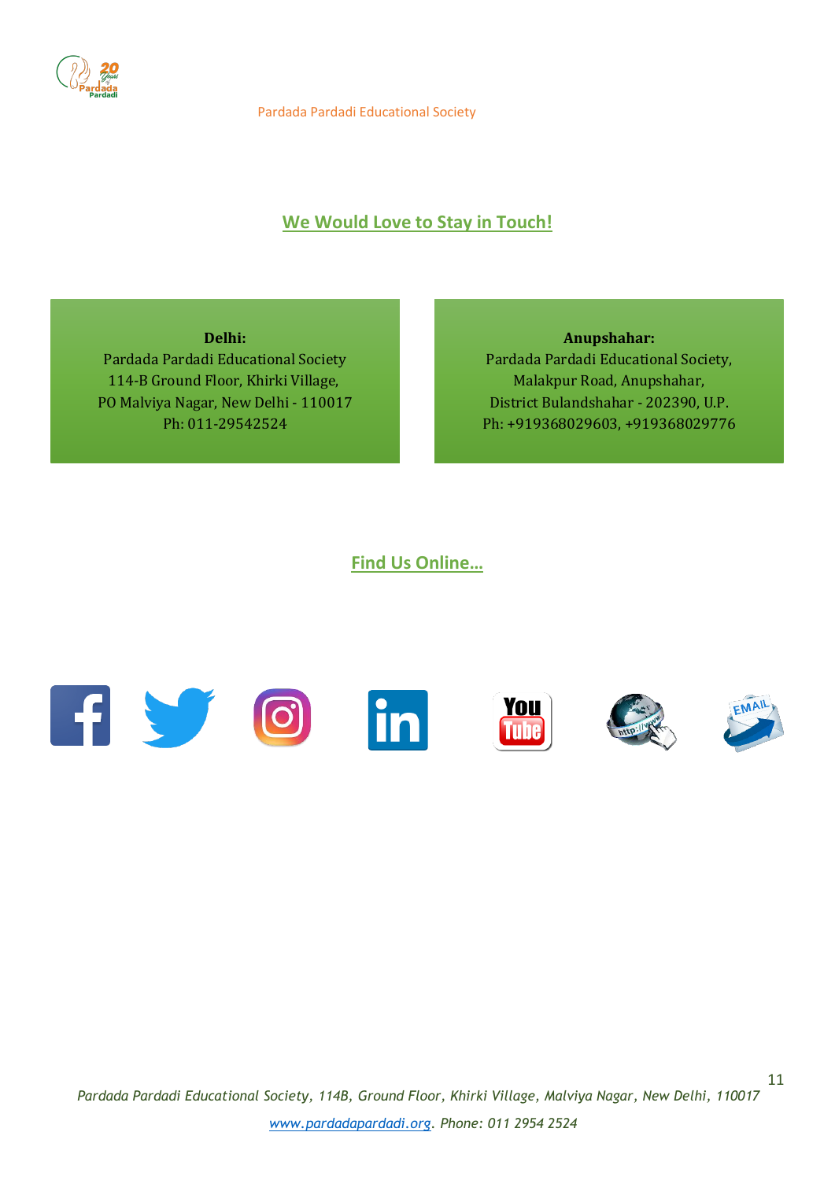## We Would Love to Stay in Touch!

**Delhi:**
Pardada Pardadi Educational Society
114-B Ground Floor, Khirki Village,
PO Malviya Nagar, New Delhi - 110017
Ph: 011-29542524

**Anupshahar:**
Pardada Pardadi Educational Society,
Malakpur Road, Anupshahar,
District Bulandshahar - 202390, U.P.
Ph: +919368029603, +919368029776

## Find Us Online...

*Pardada Pardadi Educational Society, 114B, Ground Floor, Khirki Village, Malviya Nagar, New Delhi, 110017*

*www.pardadapardadi.org. Phone: 011 2954 2524*